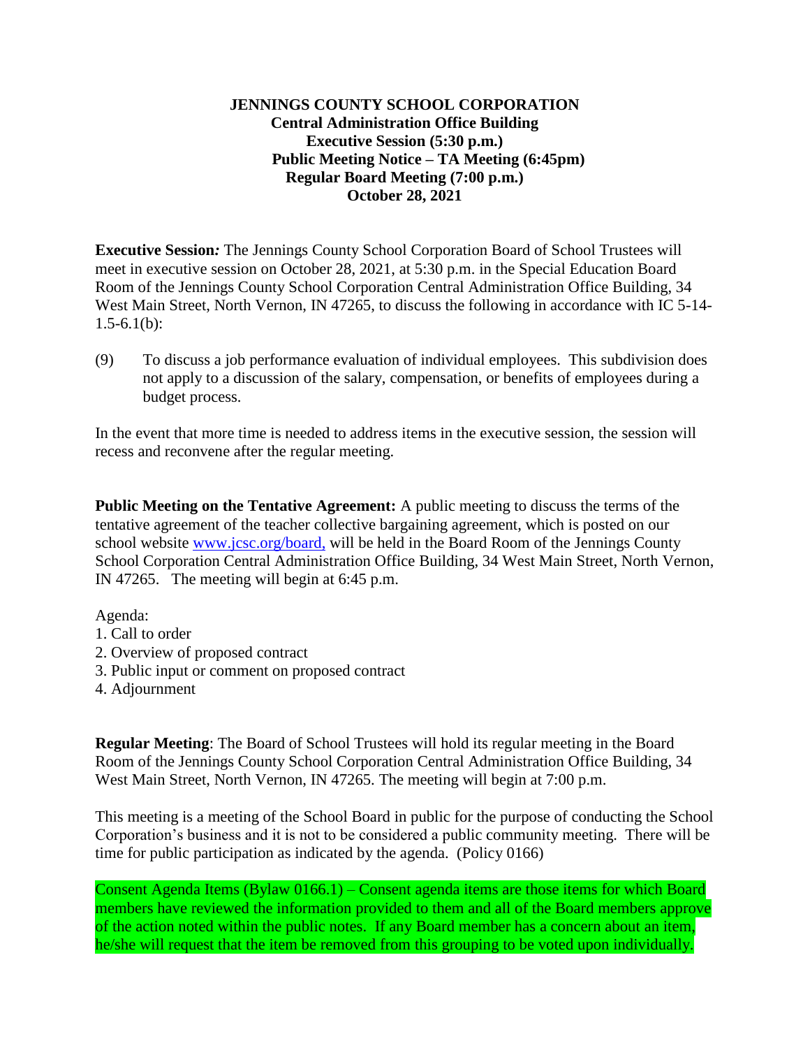**JENNINGS COUNTY SCHOOL CORPORATION**
**Central Administration Office Building**
**Executive Session (5:30 p.m.)**
**Public Meeting Notice – TA Meeting (6:45pm)**
**Regular Board Meeting (7:00 p.m.)**
**October 28, 2021**

**Executive Session***:* The Jennings County School Corporation Board of School Trustees will meet in executive session on October 28, 2021, at 5:30 p.m. in the Special Education Board Room of the Jennings County School Corporation Central Administration Office Building, 34 West Main Street, North Vernon, IN 47265, to discuss the following in accordance with IC 5-14-1.5-6.1(b):

(9) To discuss a job performance evaluation of individual employees. This subdivision does not apply to a discussion of the salary, compensation, or benefits of employees during a budget process.

In the event that more time is needed to address items in the executive session, the session will recess and reconvene after the regular meeting.

**Public Meeting on the Tentative Agreement:** A public meeting to discuss the terms of the tentative agreement of the teacher collective bargaining agreement, which is posted on our school website www.jcsc.org/board, will be held in the Board Room of the Jennings County School Corporation Central Administration Office Building, 34 West Main Street, North Vernon, IN 47265. The meeting will begin at 6:45 p.m.

Agenda:
1. Call to order
2. Overview of proposed contract
3. Public input or comment on proposed contract
4. Adjournment

**Regular Meeting**: The Board of School Trustees will hold its regular meeting in the Board Room of the Jennings County School Corporation Central Administration Office Building, 34 West Main Street, North Vernon, IN 47265. The meeting will begin at 7:00 p.m.

This meeting is a meeting of the School Board in public for the purpose of conducting the School Corporation's business and it is not to be considered a public community meeting. There will be time for public participation as indicated by the agenda. (Policy 0166)

Consent Agenda Items (Bylaw 0166.1) – Consent agenda items are those items for which Board members have reviewed the information provided to them and all of the Board members approve of the action noted within the public notes. If any Board member has a concern about an item, he/she will request that the item be removed from this grouping to be voted upon individually.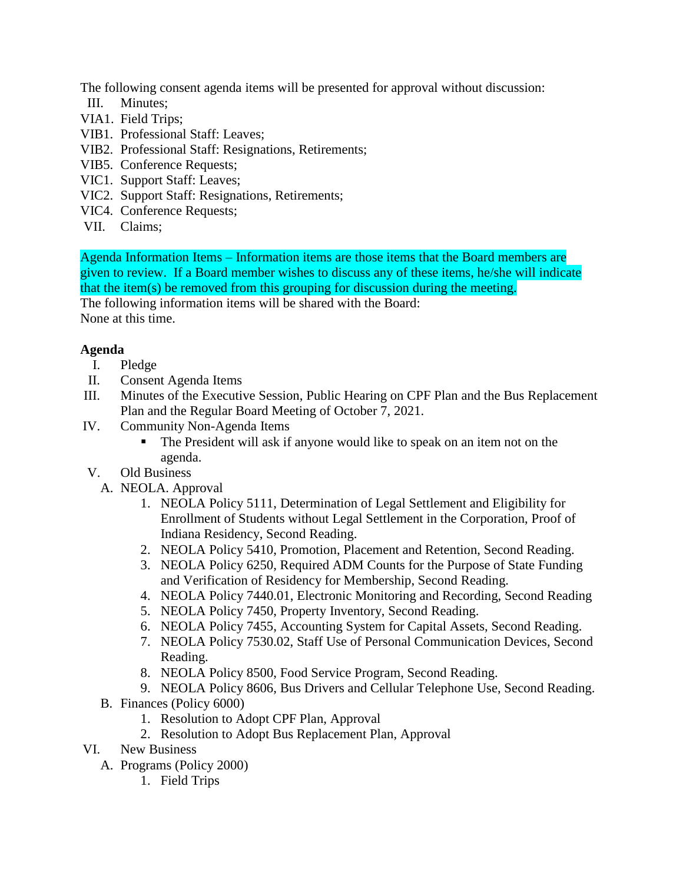The following consent agenda items will be presented for approval without discussion:

- III. Minutes;
- VIA1. Field Trips;
- VIB1. Professional Staff: Leaves;
- VIB2. Professional Staff: Resignations, Retirements;
- VIB5. Conference Requests;
- VIC1. Support Staff: Leaves;
- VIC2. Support Staff: Resignations, Retirements;
- VIC4. Conference Requests;
- VII. Claims;

Agenda Information Items – Information items are those items that the Board members are given to review. If a Board member wishes to discuss any of these items, he/she will indicate that the item(s) be removed from this grouping for discussion during the meeting.

The following information items will be shared with the Board:
None at this time.

**Agenda**

I. Pledge

II. Consent Agenda Items

III. Minutes of the Executive Session, Public Hearing on CPF Plan and the Bus Replacement Plan and the Regular Board Meeting of October 7, 2021.

IV. Community Non-Agenda Items

- The President will ask if anyone would like to speak on an item not on the agenda.

V. Old Business

A. NEOLA. Approval

1. NEOLA Policy 5111, Determination of Legal Settlement and Eligibility for Enrollment of Students without Legal Settlement in the Corporation, Proof of Indiana Residency, Second Reading.
2. NEOLA Policy 5410, Promotion, Placement and Retention, Second Reading.
3. NEOLA Policy 6250, Required ADM Counts for the Purpose of State Funding and Verification of Residency for Membership, Second Reading.
4. NEOLA Policy 7440.01, Electronic Monitoring and Recording, Second Reading
5. NEOLA Policy 7450, Property Inventory, Second Reading.
6. NEOLA Policy 7455, Accounting System for Capital Assets, Second Reading.
7. NEOLA Policy 7530.02, Staff Use of Personal Communication Devices, Second Reading.
8. NEOLA Policy 8500, Food Service Program, Second Reading.
9. NEOLA Policy 8606, Bus Drivers and Cellular Telephone Use, Second Reading.

B. Finances (Policy 6000)

1. Resolution to Adopt CPF Plan, Approval
2. Resolution to Adopt Bus Replacement Plan, Approval

VI. New Business

A. Programs (Policy 2000)

1. Field Trips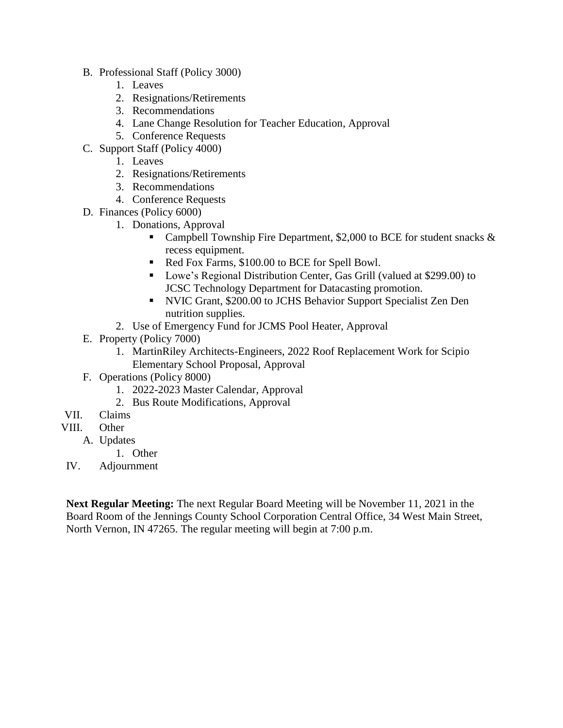B. Professional Staff (Policy 3000)
   1. Leaves
   2. Resignations/Retirements
   3. Recommendations
   4. Lane Change Resolution for Teacher Education, Approval
   5. Conference Requests

C. Support Staff (Policy 4000)
   1. Leaves
   2. Resignations/Retirements
   3. Recommendations
   4. Conference Requests

D. Finances (Policy 6000)
   1. Donations, Approval
      - Campbell Township Fire Department, $2,000 to BCE for student snacks & recess equipment.
      - Red Fox Farms, $100.00 to BCE for Spell Bowl.
      - Lowe's Regional Distribution Center, Gas Grill (valued at $299.00) to JCSC Technology Department for Datacasting promotion.
      - NVIC Grant, $200.00 to JCHS Behavior Support Specialist Zen Den nutrition supplies.
   2. Use of Emergency Fund for JCMS Pool Heater, Approval

E. Property (Policy 7000)
   1. MartinRiley Architects-Engineers, 2022 Roof Replacement Work for Scipio Elementary School Proposal, Approval

F. Operations (Policy 8000)
   1. 2022-2023 Master Calendar, Approval
   2. Bus Route Modifications, Approval

VII. Claims

VIII. Other

A. Updates
   1. Other

IV. Adjournment

**Next Regular Meeting:** The next Regular Board Meeting will be November 11, 2021 in the Board Room of the Jennings County School Corporation Central Office, 34 West Main Street, North Vernon, IN 47265. The regular meeting will begin at 7:00 p.m.